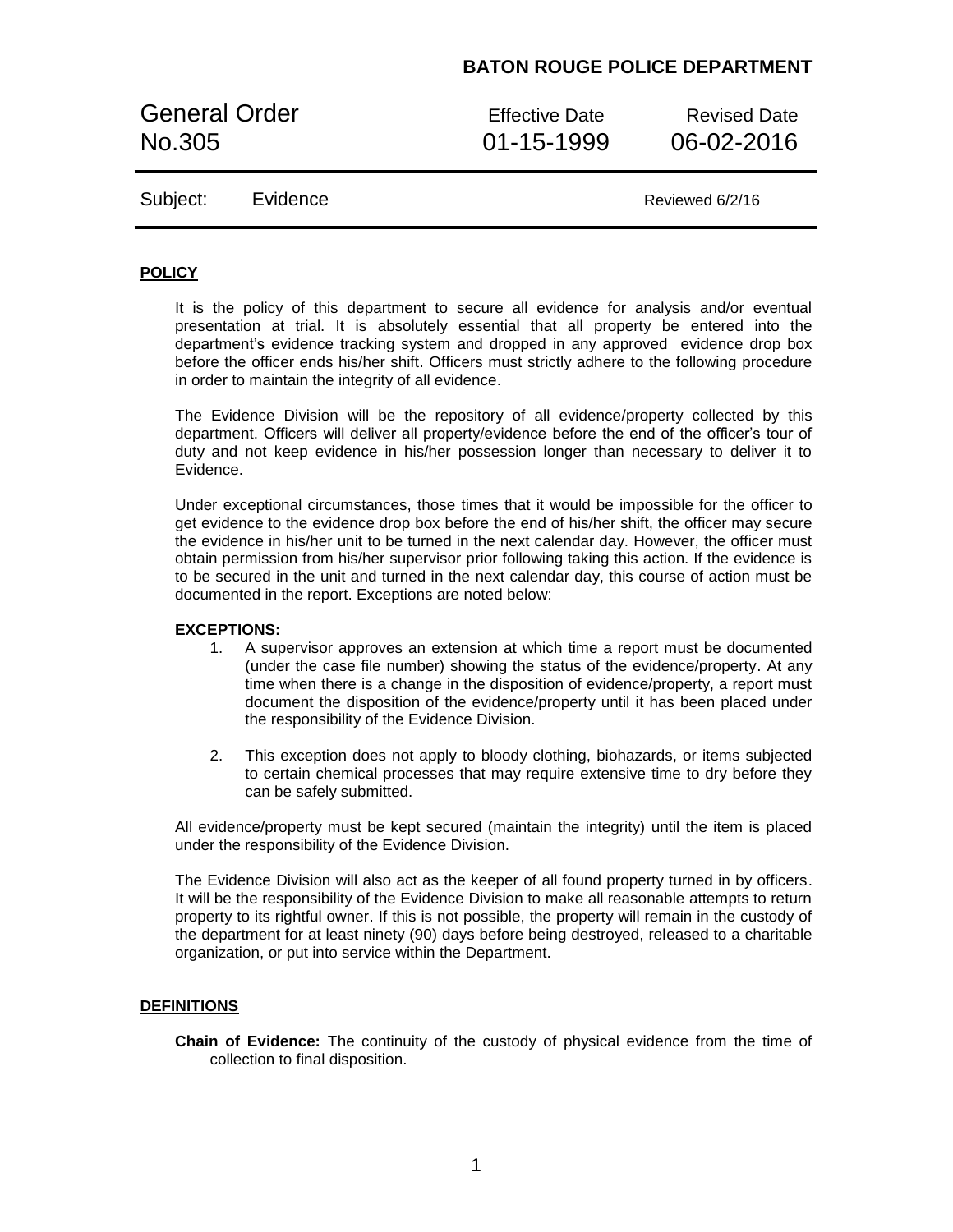**BATON ROUGE POLICE DEPARTMENT**

| General Order No.305 | Effective Date 01-15-1999 | Revised Date 06-02-2016 |
|---|---|---|
| Subject: Evidence | | Reviewed 6/2/16 |

## POLICY

It is the policy of this department to secure all evidence for analysis and/or eventual presentation at trial. It is absolutely essential that all property be entered into the department's evidence tracking system and dropped in any approved evidence drop box before the officer ends his/her shift. Officers must strictly adhere to the following procedure in order to maintain the integrity of all evidence.

The Evidence Division will be the repository of all evidence/property collected by this department. Officers will deliver all property/evidence before the end of the officer's tour of duty and not keep evidence in his/her possession longer than necessary to deliver it to Evidence.

Under exceptional circumstances, those times that it would be impossible for the officer to get evidence to the evidence drop box before the end of his/her shift, the officer may secure the evidence in his/her unit to be turned in the next calendar day. However, the officer must obtain permission from his/her supervisor prior following taking this action. If the evidence is to be secured in the unit and turned in the next calendar day, this course of action must be documented in the report. Exceptions are noted below:

**EXCEPTIONS:**

1. A supervisor approves an extension at which time a report must be documented (under the case file number) showing the status of the evidence/property. At any time when there is a change in the disposition of evidence/property, a report must document the disposition of the evidence/property until it has been placed under the responsibility of the Evidence Division.
2. This exception does not apply to bloody clothing, biohazards, or items subjected to certain chemical processes that may require extensive time to dry before they can be safely submitted.

All evidence/property must be kept secured (maintain the integrity) until the item is placed under the responsibility of the Evidence Division.

The Evidence Division will also act as the keeper of all found property turned in by officers. It will be the responsibility of the Evidence Division to make all reasonable attempts to return property to its rightful owner. If this is not possible, the property will remain in the custody of the department for at least ninety (90) days before being destroyed, released to a charitable organization, or put into service within the Department.

## DEFINITIONS

**Chain of Evidence:** The continuity of the custody of physical evidence from the time of collection to final disposition.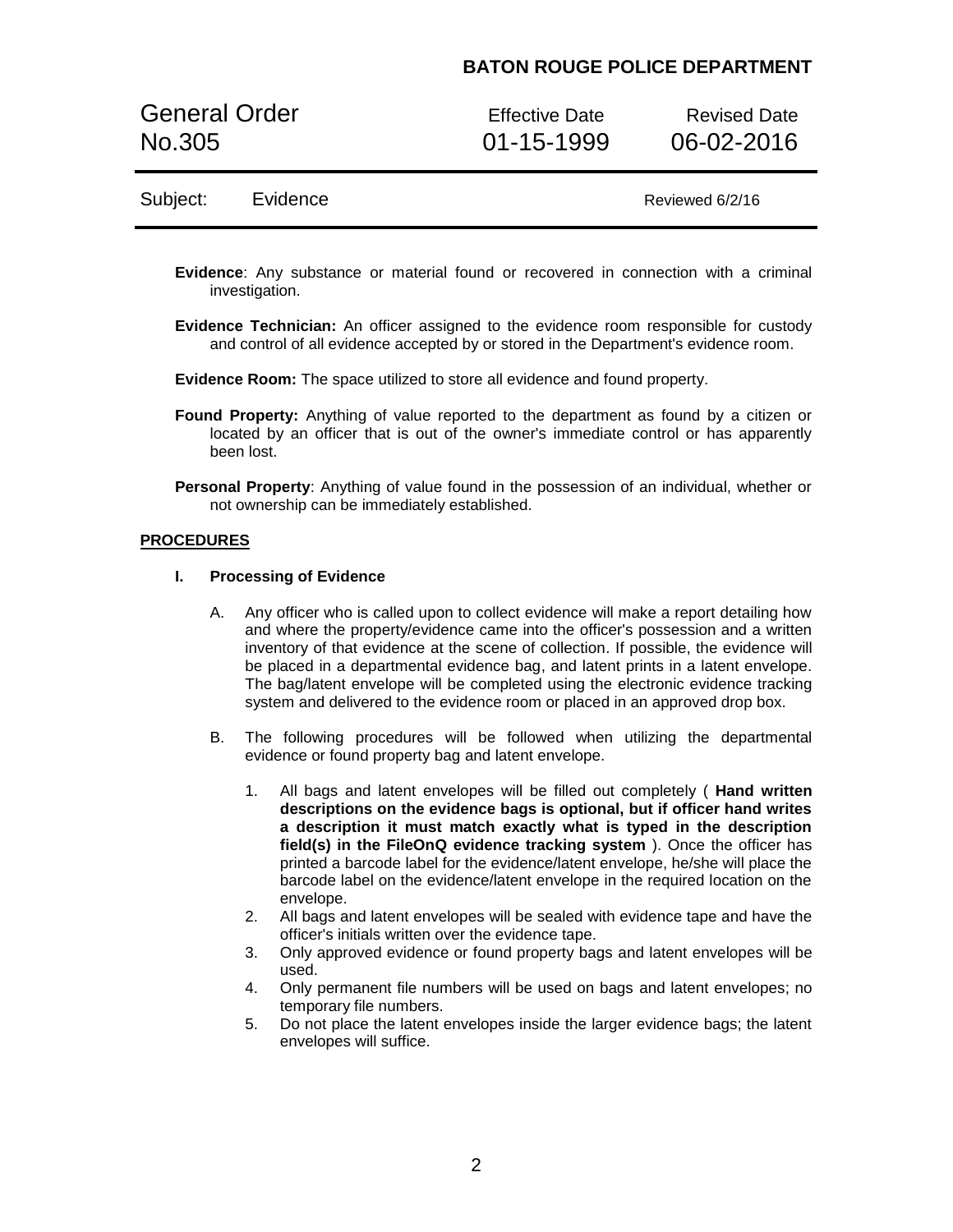**Evidence**: Any substance or material found or recovered in connection with a criminal investigation.

**Evidence Technician:** An officer assigned to the evidence room responsible for custody and control of all evidence accepted by or stored in the Department's evidence room.

**Evidence Room:** The space utilized to store all evidence and found property.

**Found Property:** Anything of value reported to the department as found by a citizen or located by an officer that is out of the owner's immediate control or has apparently been lost.

**Personal Property**: Anything of value found in the possession of an individual, whether or not ownership can be immediately established.

## PROCEDURES

### I. Processing of Evidence

A. Any officer who is called upon to collect evidence will make a report detailing how and where the property/evidence came into the officer's possession and a written inventory of that evidence at the scene of collection. If possible, the evidence will be placed in a departmental evidence bag, and latent prints in a latent envelope. The bag/latent envelope will be completed using the electronic evidence tracking system and delivered to the evidence room or placed in an approved drop box.

B. The following procedures will be followed when utilizing the departmental evidence or found property bag and latent envelope.

1. All bags and latent envelopes will be filled out completely ( **Hand written descriptions on the evidence bags is optional, but if officer hand writes a description it must match exactly what is typed in the description field(s) in the FileOnQ evidence tracking system** ). Once the officer has printed a barcode label for the evidence/latent envelope, he/she will place the barcode label on the evidence/latent envelope in the required location on the envelope.
2. All bags and latent envelopes will be sealed with evidence tape and have the officer's initials written over the evidence tape.
3. Only approved evidence or found property bags and latent envelopes will be used.
4. Only permanent file numbers will be used on bags and latent envelopes; no temporary file numbers.
5. Do not place the latent envelopes inside the larger evidence bags; the latent envelopes will suffice.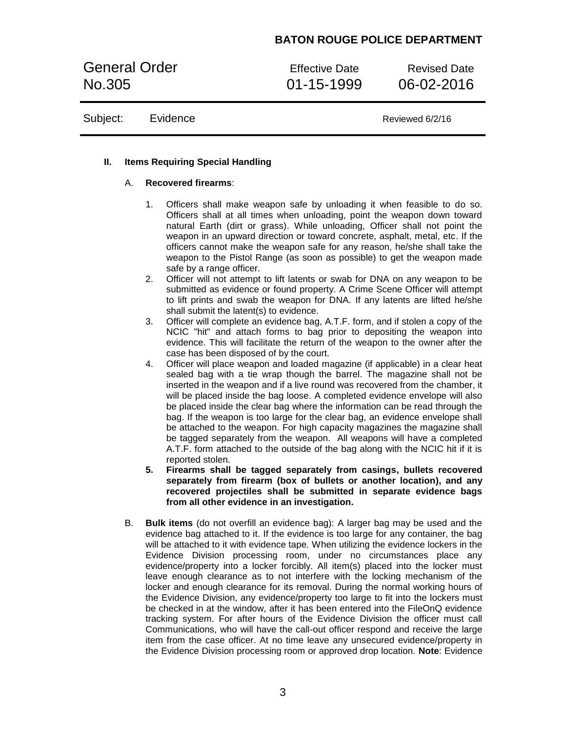## II. Items Requiring Special Handling

A. **Recovered firearms**:

1. Officers shall make weapon safe by unloading it when feasible to do so. Officers shall at all times when unloading, point the weapon down toward natural Earth (dirt or grass). While unloading, Officer shall not point the weapon in an upward direction or toward concrete, asphalt, metal, etc. If the officers cannot make the weapon safe for any reason, he/she shall take the weapon to the Pistol Range (as soon as possible) to get the weapon made safe by a range officer.
2. Officer will not attempt to lift latents or swab for DNA on any weapon to be submitted as evidence or found property. A Crime Scene Officer will attempt to lift prints and swab the weapon for DNA. If any latents are lifted he/she shall submit the latent(s) to evidence.
3. Officer will complete an evidence bag, A.T.F. form, and if stolen a copy of the NCIC "hit" and attach forms to bag prior to depositing the weapon into evidence. This will facilitate the return of the weapon to the owner after the case has been disposed of by the court.
4. Officer will place weapon and loaded magazine (if applicable) in a clear heat sealed bag with a tie wrap though the barrel. The magazine shall not be inserted in the weapon and if a live round was recovered from the chamber, it will be placed inside the bag loose. A completed evidence envelope will also be placed inside the clear bag where the information can be read through the bag. If the weapon is too large for the clear bag, an evidence envelope shall be attached to the weapon. For high capacity magazines the magazine shall be tagged separately from the weapon. All weapons will have a completed A.T.F. form attached to the outside of the bag along with the NCIC hit if it is reported stolen.
5. **Firearms shall be tagged separately from casings, bullets recovered separately from firearm (box of bullets or another location), and any recovered projectiles shall be submitted in separate evidence bags from all other evidence in an investigation.**

B. **Bulk items** (do not overfill an evidence bag): A larger bag may be used and the evidence bag attached to it. If the evidence is too large for any container, the bag will be attached to it with evidence tape. When utilizing the evidence lockers in the Evidence Division processing room, under no circumstances place any evidence/property into a locker forcibly. All item(s) placed into the locker must leave enough clearance as to not interfere with the locking mechanism of the locker and enough clearance for its removal. During the normal working hours of the Evidence Division, any evidence/property too large to fit into the lockers must be checked in at the window, after it has been entered into the FileOnQ evidence tracking system. For after hours of the Evidence Division the officer must call Communications, who will have the call-out officer respond and receive the large item from the case officer. At no time leave any unsecured evidence/property in the Evidence Division processing room or approved drop location. **Note**: Evidence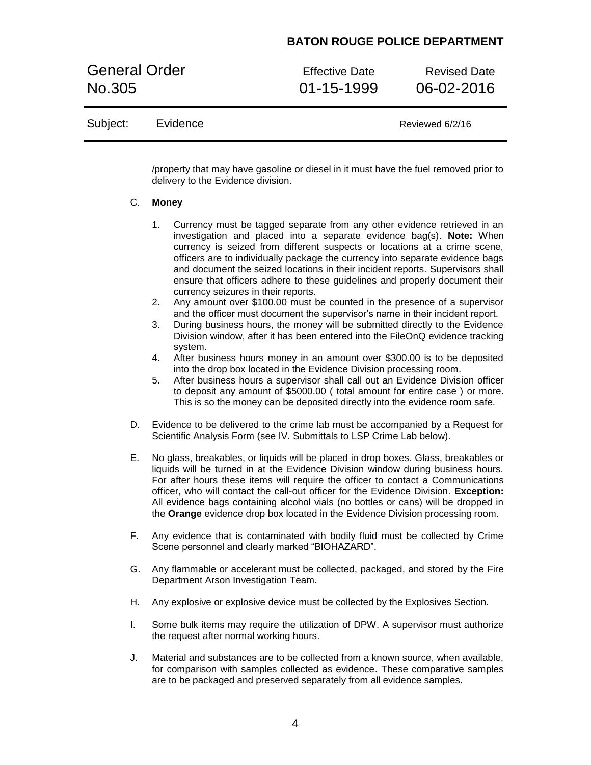/property that may have gasoline or diesel in it must have the fuel removed prior to delivery to the Evidence division.

C. **Money**

1. Currency must be tagged separate from any other evidence retrieved in an investigation and placed into a separate evidence bag(s). **Note:** When currency is seized from different suspects or locations at a crime scene, officers are to individually package the currency into separate evidence bags and document the seized locations in their incident reports. Supervisors shall ensure that officers adhere to these guidelines and properly document their currency seizures in their reports.
2. Any amount over $100.00 must be counted in the presence of a supervisor and the officer must document the supervisor's name in their incident report.
3. During business hours, the money will be submitted directly to the Evidence Division window, after it has been entered into the FileOnQ evidence tracking system.
4. After business hours money in an amount over $300.00 is to be deposited into the drop box located in the Evidence Division processing room.
5. After business hours a supervisor shall call out an Evidence Division officer to deposit any amount of $5000.00 ( total amount for entire case ) or more. This is so the money can be deposited directly into the evidence room safe.

D. Evidence to be delivered to the crime lab must be accompanied by a Request for Scientific Analysis Form (see IV. Submittals to LSP Crime Lab below).

E. No glass, breakables, or liquids will be placed in drop boxes. Glass, breakables or liquids will be turned in at the Evidence Division window during business hours. For after hours these items will require the officer to contact a Communications officer, who will contact the call-out officer for the Evidence Division. **Exception:** All evidence bags containing alcohol vials (no bottles or cans) will be dropped in the **Orange** evidence drop box located in the Evidence Division processing room.

F. Any evidence that is contaminated with bodily fluid must be collected by Crime Scene personnel and clearly marked "BIOHAZARD".

G. Any flammable or accelerant must be collected, packaged, and stored by the Fire Department Arson Investigation Team.

H. Any explosive or explosive device must be collected by the Explosives Section.

I. Some bulk items may require the utilization of DPW. A supervisor must authorize the request after normal working hours.

J. Material and substances are to be collected from a known source, when available, for comparison with samples collected as evidence. These comparative samples are to be packaged and preserved separately from all evidence samples.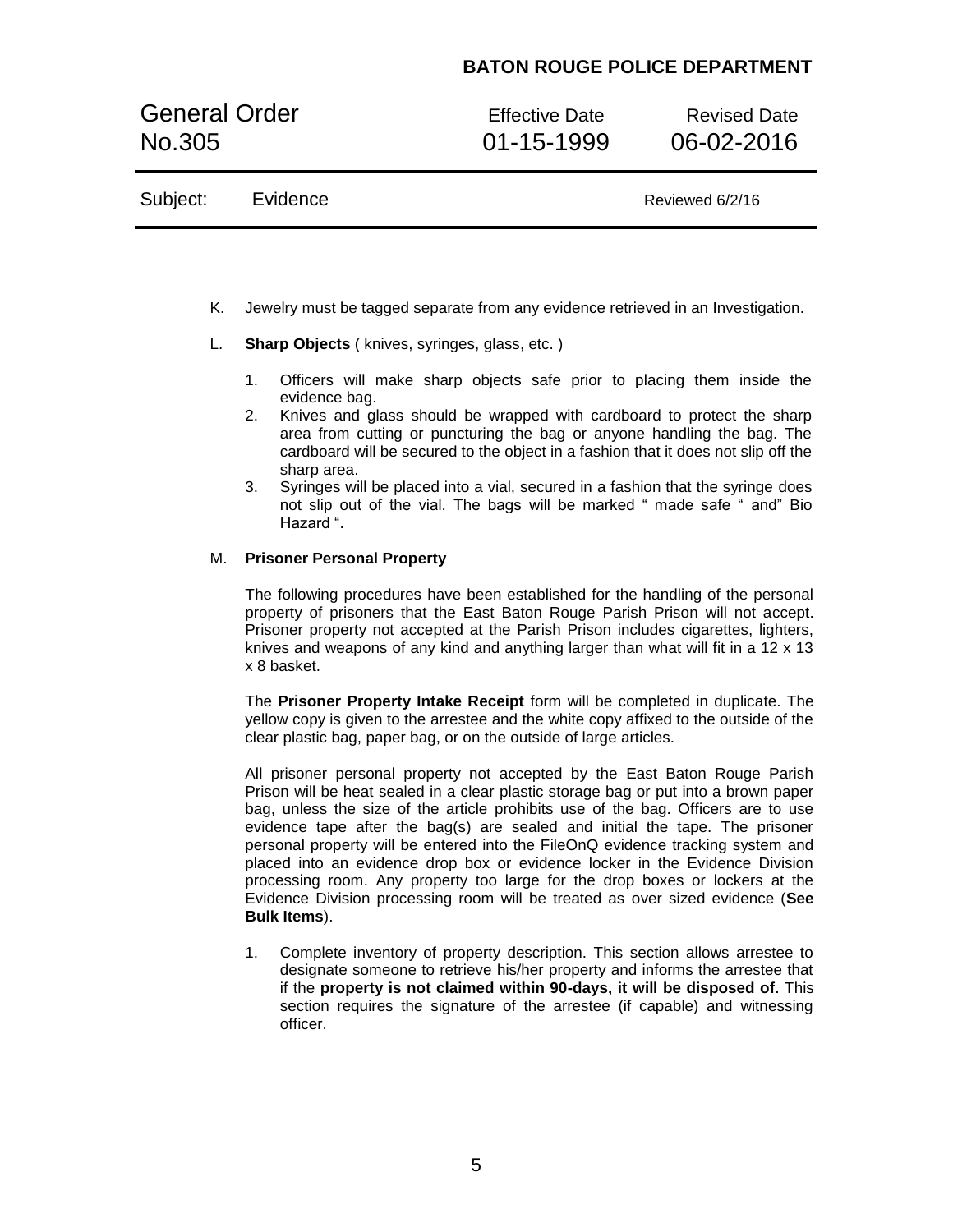K. Jewelry must be tagged separate from any evidence retrieved in an Investigation.

L. **Sharp Objects** ( knives, syringes, glass, etc. )

1. Officers will make sharp objects safe prior to placing them inside the evidence bag.
2. Knives and glass should be wrapped with cardboard to protect the sharp area from cutting or puncturing the bag or anyone handling the bag. The cardboard will be secured to the object in a fashion that it does not slip off the sharp area.
3. Syringes will be placed into a vial, secured in a fashion that the syringe does not slip out of the vial. The bags will be marked " made safe " and" Bio Hazard ".

M. **Prisoner Personal Property**

The following procedures have been established for the handling of the personal property of prisoners that the East Baton Rouge Parish Prison will not accept. Prisoner property not accepted at the Parish Prison includes cigarettes, lighters, knives and weapons of any kind and anything larger than what will fit in a 12 x 13 x 8 basket.

The **Prisoner Property Intake Receipt** form will be completed in duplicate. The yellow copy is given to the arrestee and the white copy affixed to the outside of the clear plastic bag, paper bag, or on the outside of large articles.

All prisoner personal property not accepted by the East Baton Rouge Parish Prison will be heat sealed in a clear plastic storage bag or put into a brown paper bag, unless the size of the article prohibits use of the bag. Officers are to use evidence tape after the bag(s) are sealed and initial the tape. The prisoner personal property will be entered into the FileOnQ evidence tracking system and placed into an evidence drop box or evidence locker in the Evidence Division processing room. Any property too large for the drop boxes or lockers at the Evidence Division processing room will be treated as over sized evidence (**See Bulk Items**).

1. Complete inventory of property description. This section allows arrestee to designate someone to retrieve his/her property and informs the arrestee that if the **property is not claimed within 90-days, it will be disposed of.** This section requires the signature of the arrestee (if capable) and witnessing officer.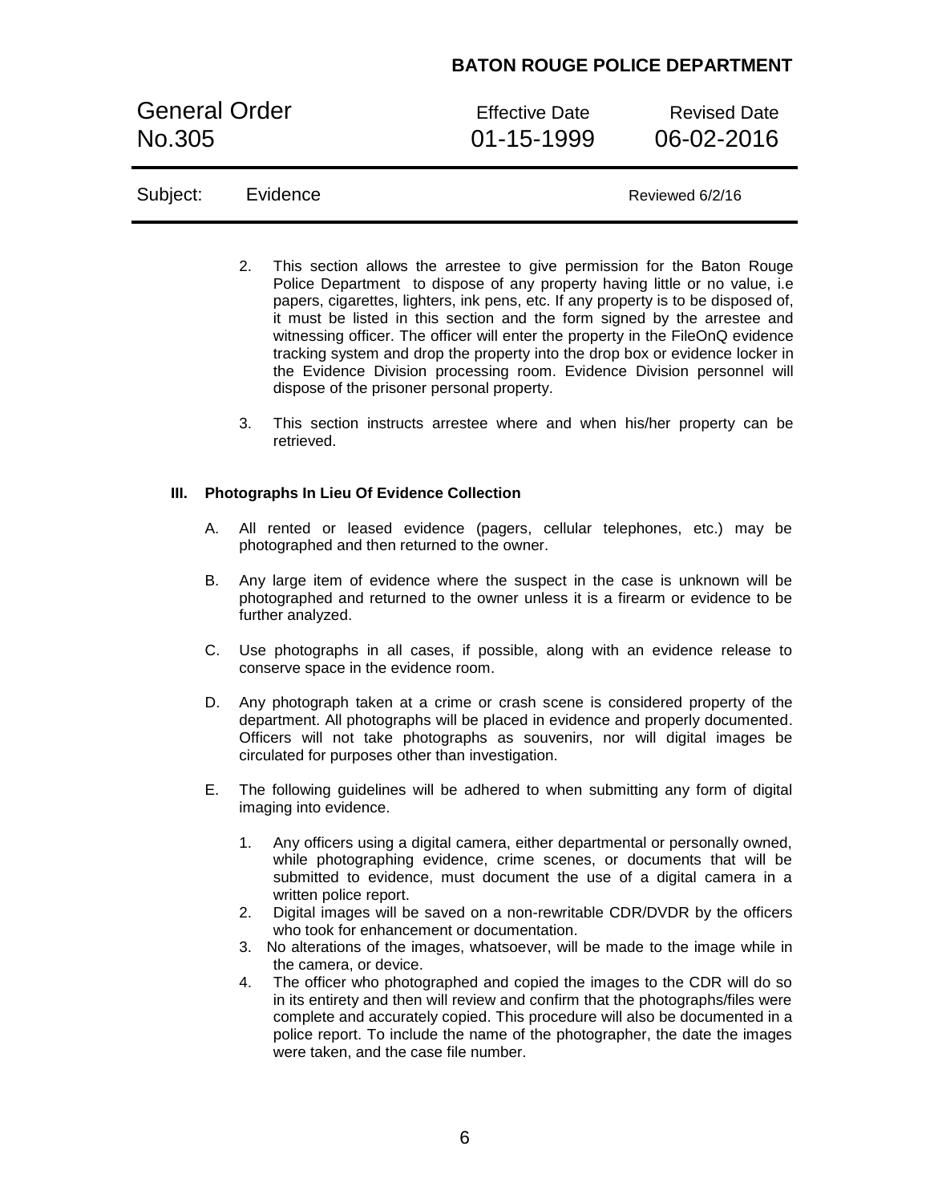2. This section allows the arrestee to give permission for the Baton Rouge Police Department to dispose of any property having little or no value, i.e papers, cigarettes, lighters, ink pens, etc. If any property is to be disposed of, it must be listed in this section and the form signed by the arrestee and witnessing officer. The officer will enter the property in the FileOnQ evidence tracking system and drop the property into the drop box or evidence locker in the Evidence Division processing room. Evidence Division personnel will dispose of the prisoner personal property.

3. This section instructs arrestee where and when his/her property can be retrieved.

## III. Photographs In Lieu Of Evidence Collection

A. All rented or leased evidence (pagers, cellular telephones, etc.) may be photographed and then returned to the owner.

B. Any large item of evidence where the suspect in the case is unknown will be photographed and returned to the owner unless it is a firearm or evidence to be further analyzed.

C. Use photographs in all cases, if possible, along with an evidence release to conserve space in the evidence room.

D. Any photograph taken at a crime or crash scene is considered property of the department. All photographs will be placed in evidence and properly documented. Officers will not take photographs as souvenirs, nor will digital images be circulated for purposes other than investigation.

E. The following guidelines will be adhered to when submitting any form of digital imaging into evidence.

1. Any officers using a digital camera, either departmental or personally owned, while photographing evidence, crime scenes, or documents that will be submitted to evidence, must document the use of a digital camera in a written police report.
2. Digital images will be saved on a non-rewritable CDR/DVDR by the officers who took for enhancement or documentation.
3. No alterations of the images, whatsoever, will be made to the image while in the camera, or device.
4. The officer who photographed and copied the images to the CDR will do so in its entirety and then will review and confirm that the photographs/files were complete and accurately copied. This procedure will also be documented in a police report. To include the name of the photographer, the date the images were taken, and the case file number.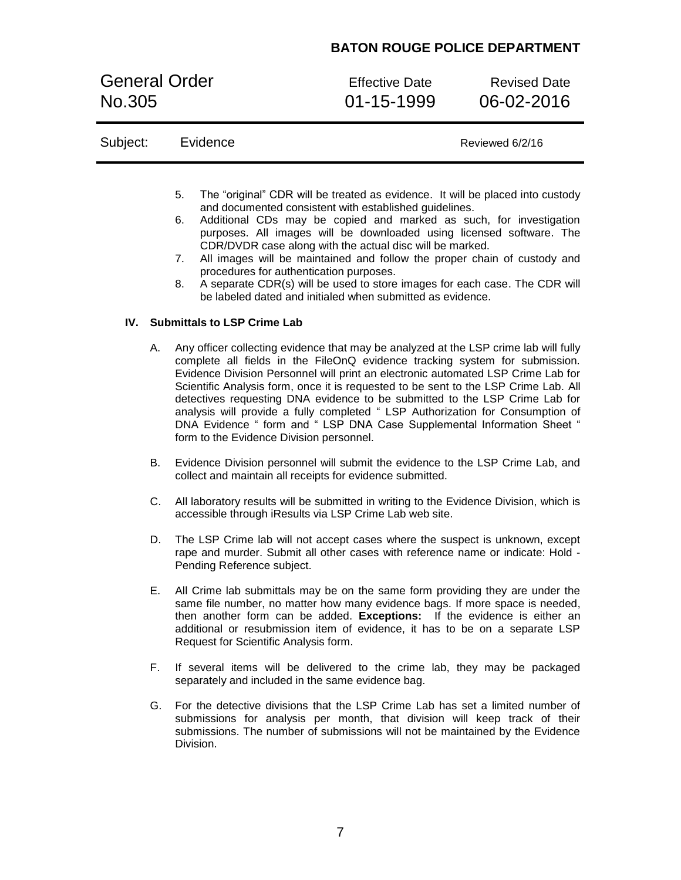5. The "original" CDR will be treated as evidence. It will be placed into custody and documented consistent with established guidelines.
6. Additional CDs may be copied and marked as such, for investigation purposes. All images will be downloaded using licensed software. The CDR/DVDR case along with the actual disc will be marked.
7. All images will be maintained and follow the proper chain of custody and procedures for authentication purposes.
8. A separate CDR(s) will be used to store images for each case. The CDR will be labeled dated and initialed when submitted as evidence.

## IV. Submittals to LSP Crime Lab

A. Any officer collecting evidence that may be analyzed at the LSP crime lab will fully complete all fields in the FileOnQ evidence tracking system for submission. Evidence Division Personnel will print an electronic automated LSP Crime Lab for Scientific Analysis form, once it is requested to be sent to the LSP Crime Lab. All detectives requesting DNA evidence to be submitted to the LSP Crime Lab for analysis will provide a fully completed " LSP Authorization for Consumption of DNA Evidence " form and " LSP DNA Case Supplemental Information Sheet " form to the Evidence Division personnel.

B. Evidence Division personnel will submit the evidence to the LSP Crime Lab, and collect and maintain all receipts for evidence submitted.

C. All laboratory results will be submitted in writing to the Evidence Division, which is accessible through iResults via LSP Crime Lab web site.

D. The LSP Crime lab will not accept cases where the suspect is unknown, except rape and murder. Submit all other cases with reference name or indicate: Hold - Pending Reference subject.

E. All Crime lab submittals may be on the same form providing they are under the same file number, no matter how many evidence bags. If more space is needed, then another form can be added. **Exceptions:** If the evidence is either an additional or resubmission item of evidence, it has to be on a separate LSP Request for Scientific Analysis form.

F. If several items will be delivered to the crime lab, they may be packaged separately and included in the same evidence bag.

G. For the detective divisions that the LSP Crime Lab has set a limited number of submissions for analysis per month, that division will keep track of their submissions. The number of submissions will not be maintained by the Evidence Division.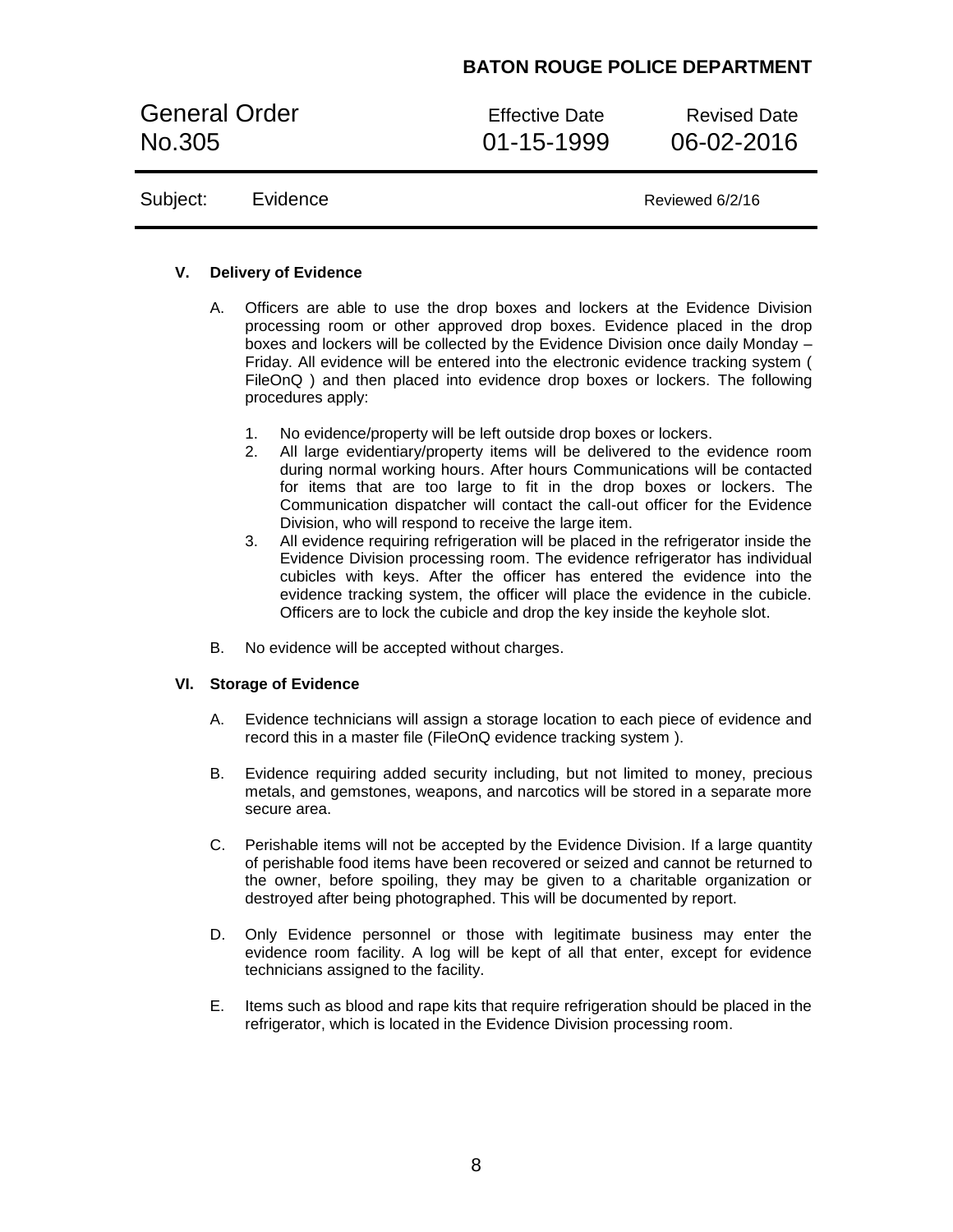### V. Delivery of Evidence

A. Officers are able to use the drop boxes and lockers at the Evidence Division processing room or other approved drop boxes. Evidence placed in the drop boxes and lockers will be collected by the Evidence Division once daily Monday – Friday. All evidence will be entered into the electronic evidence tracking system ( FileOnQ ) and then placed into evidence drop boxes or lockers. The following procedures apply:

1. No evidence/property will be left outside drop boxes or lockers.
2. All large evidentiary/property items will be delivered to the evidence room during normal working hours. After hours Communications will be contacted for items that are too large to fit in the drop boxes or lockers. The Communication dispatcher will contact the call-out officer for the Evidence Division, who will respond to receive the large item.
3. All evidence requiring refrigeration will be placed in the refrigerator inside the Evidence Division processing room. The evidence refrigerator has individual cubicles with keys. After the officer has entered the evidence into the evidence tracking system, the officer will place the evidence in the cubicle. Officers are to lock the cubicle and drop the key inside the keyhole slot.

B. No evidence will be accepted without charges.

### VI. Storage of Evidence

A. Evidence technicians will assign a storage location to each piece of evidence and record this in a master file (FileOnQ evidence tracking system ).

B. Evidence requiring added security including, but not limited to money, precious metals, and gemstones, weapons, and narcotics will be stored in a separate more secure area.

C. Perishable items will not be accepted by the Evidence Division. If a large quantity of perishable food items have been recovered or seized and cannot be returned to the owner, before spoiling, they may be given to a charitable organization or destroyed after being photographed. This will be documented by report.

D. Only Evidence personnel or those with legitimate business may enter the evidence room facility. A log will be kept of all that enter, except for evidence technicians assigned to the facility.

E. Items such as blood and rape kits that require refrigeration should be placed in the refrigerator, which is located in the Evidence Division processing room.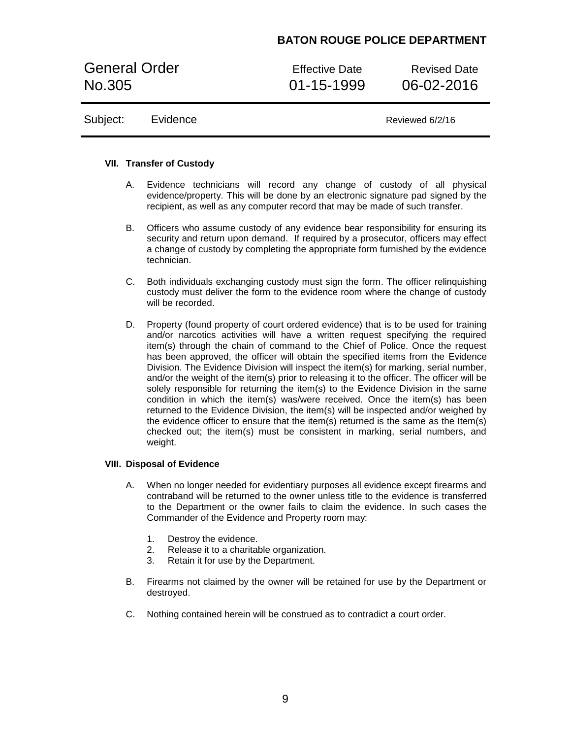### VII. Transfer of Custody

A. Evidence technicians will record any change of custody of all physical evidence/property. This will be done by an electronic signature pad signed by the recipient, as well as any computer record that may be made of such transfer.

B. Officers who assume custody of any evidence bear responsibility for ensuring its security and return upon demand. If required by a prosecutor, officers may effect a change of custody by completing the appropriate form furnished by the evidence technician.

C. Both individuals exchanging custody must sign the form. The officer relinquishing custody must deliver the form to the evidence room where the change of custody will be recorded.

D. Property (found property of court ordered evidence) that is to be used for training and/or narcotics activities will have a written request specifying the required item(s) through the chain of command to the Chief of Police. Once the request has been approved, the officer will obtain the specified items from the Evidence Division. The Evidence Division will inspect the item(s) for marking, serial number, and/or the weight of the item(s) prior to releasing it to the officer. The officer will be solely responsible for returning the item(s) to the Evidence Division in the same condition in which the item(s) was/were received. Once the item(s) has been returned to the Evidence Division, the item(s) will be inspected and/or weighed by the evidence officer to ensure that the item(s) returned is the same as the Item(s) checked out; the item(s) must be consistent in marking, serial numbers, and weight.

### VIII. Disposal of Evidence

A. When no longer needed for evidentiary purposes all evidence except firearms and contraband will be returned to the owner unless title to the evidence is transferred to the Department or the owner fails to claim the evidence. In such cases the Commander of the Evidence and Property room may:

1. Destroy the evidence.
2. Release it to a charitable organization.
3. Retain it for use by the Department.

B. Firearms not claimed by the owner will be retained for use by the Department or destroyed.

C. Nothing contained herein will be construed as to contradict a court order.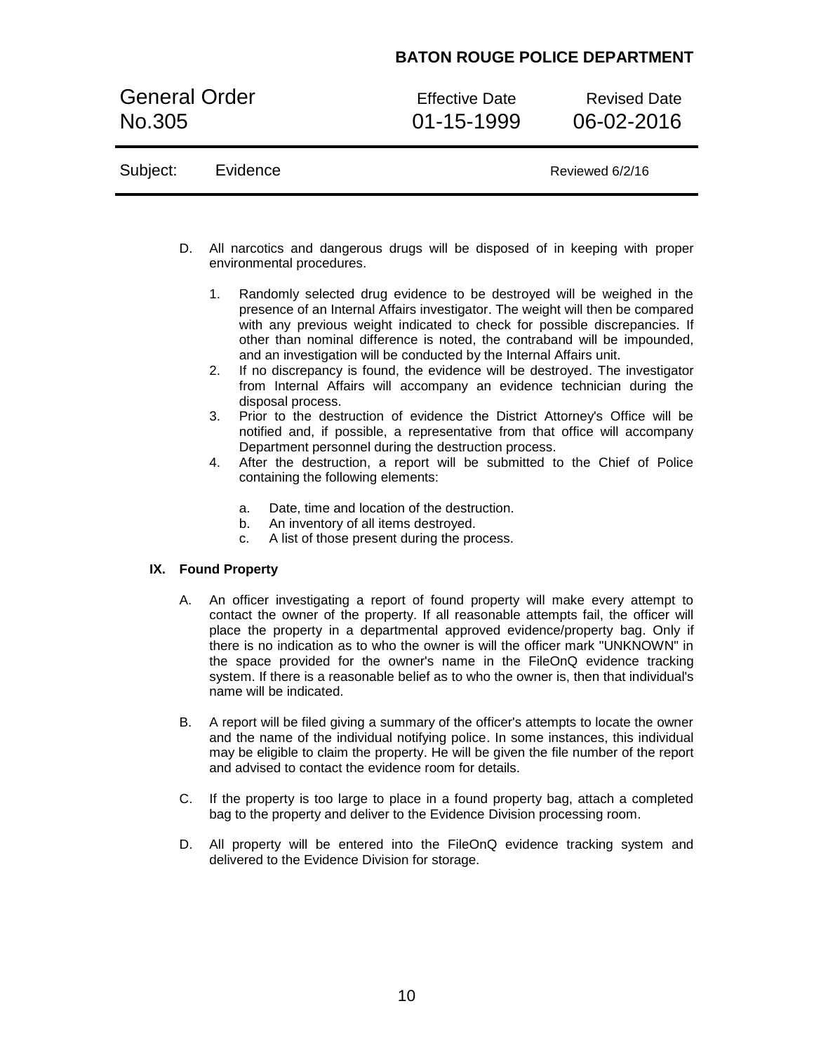D. All narcotics and dangerous drugs will be disposed of in keeping with proper environmental procedures.

1. Randomly selected drug evidence to be destroyed will be weighed in the presence of an Internal Affairs investigator. The weight will then be compared with any previous weight indicated to check for possible discrepancies. If other than nominal difference is noted, the contraband will be impounded, and an investigation will be conducted by the Internal Affairs unit.
2. If no discrepancy is found, the evidence will be destroyed. The investigator from Internal Affairs will accompany an evidence technician during the disposal process.
3. Prior to the destruction of evidence the District Attorney's Office will be notified and, if possible, a representative from that office will accompany Department personnel during the destruction process.
4. After the destruction, a report will be submitted to the Chief of Police containing the following elements:

   a. Date, time and location of the destruction.
   b. An inventory of all items destroyed.
   c. A list of those present during the process.

## IX. Found Property

A. An officer investigating a report of found property will make every attempt to contact the owner of the property. If all reasonable attempts fail, the officer will place the property in a departmental approved evidence/property bag. Only if there is no indication as to who the owner is will the officer mark "UNKNOWN" in the space provided for the owner's name in the FileOnQ evidence tracking system. If there is a reasonable belief as to who the owner is, then that individual's name will be indicated.

B. A report will be filed giving a summary of the officer's attempts to locate the owner and the name of the individual notifying police. In some instances, this individual may be eligible to claim the property. He will be given the file number of the report and advised to contact the evidence room for details.

C. If the property is too large to place in a found property bag, attach a completed bag to the property and deliver to the Evidence Division processing room.

D. All property will be entered into the FileOnQ evidence tracking system and delivered to the Evidence Division for storage.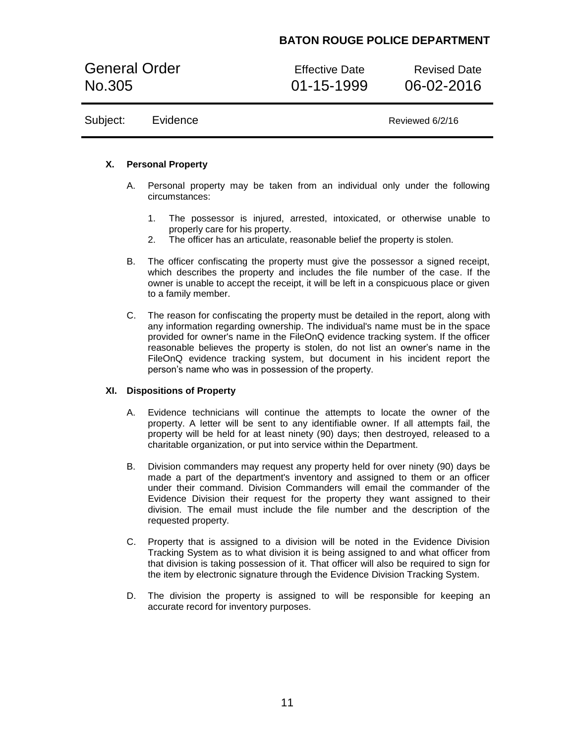### X. Personal Property

A. Personal property may be taken from an individual only under the following circumstances:

1. The possessor is injured, arrested, intoxicated, or otherwise unable to properly care for his property.
2. The officer has an articulate, reasonable belief the property is stolen.

B. The officer confiscating the property must give the possessor a signed receipt, which describes the property and includes the file number of the case. If the owner is unable to accept the receipt, it will be left in a conspicuous place or given to a family member.

C. The reason for confiscating the property must be detailed in the report, along with any information regarding ownership. The individual's name must be in the space provided for owner's name in the FileOnQ evidence tracking system. If the officer reasonable believes the property is stolen, do not list an owner's name in the FileOnQ evidence tracking system, but document in his incident report the person's name who was in possession of the property.

### XI. Dispositions of Property

A. Evidence technicians will continue the attempts to locate the owner of the property. A letter will be sent to any identifiable owner. If all attempts fail, the property will be held for at least ninety (90) days; then destroyed, released to a charitable organization, or put into service within the Department.

B. Division commanders may request any property held for over ninety (90) days be made a part of the department's inventory and assigned to them or an officer under their command. Division Commanders will email the commander of the Evidence Division their request for the property they want assigned to their division. The email must include the file number and the description of the requested property.

C. Property that is assigned to a division will be noted in the Evidence Division Tracking System as to what division it is being assigned to and what officer from that division is taking possession of it. That officer will also be required to sign for the item by electronic signature through the Evidence Division Tracking System.

D. The division the property is assigned to will be responsible for keeping an accurate record for inventory purposes.